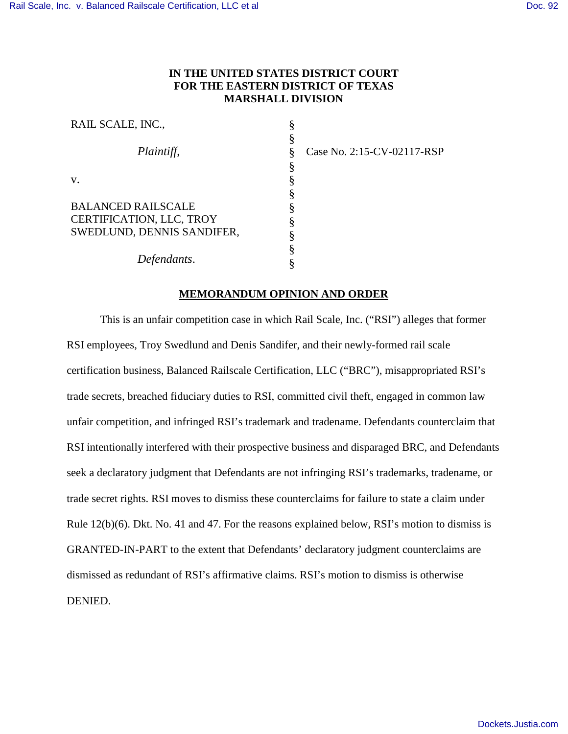**IN THE UNITED STATES DISTRICT COURT**
**FOR THE EASTERN DISTRICT OF TEXAS**
**MARSHALL DIVISION**

| | | |
|---|---|---|
| RAIL SCALE, INC., | § | |
| | § | |
| *Plaintiff*, | § | Case No. 2:15-CV-02117-RSP |
| | § | |
| v. | § | |
| | § | |
| BALANCED RAILSCALE CERTIFICATION, LLC, TROY SWEDLUND, DENNIS SANDIFER, | § | |
| | § | |
| *Defendants*. | § | |

**MEMORANDUM OPINION AND ORDER**

This is an unfair competition case in which Rail Scale, Inc. ("RSI") alleges that former RSI employees, Troy Swedlund and Denis Sandifer, and their newly-formed rail scale certification business, Balanced Railscale Certification, LLC ("BRC"), misappropriated RSI's trade secrets, breached fiduciary duties to RSI, committed civil theft, engaged in common law unfair competition, and infringed RSI's trademark and tradename. Defendants counterclaim that RSI intentionally interfered with their prospective business and disparaged BRC, and Defendants seek a declaratory judgment that Defendants are not infringing RSI's trademarks, tradename, or trade secret rights. RSI moves to dismiss these counterclaims for failure to state a claim under Rule 12(b)(6). Dkt. No. 41 and 47. For the reasons explained below, RSI's motion to dismiss is GRANTED-IN-PART to the extent that Defendants' declaratory judgment counterclaims are dismissed as redundant of RSI's affirmative claims. RSI's motion to dismiss is otherwise DENIED.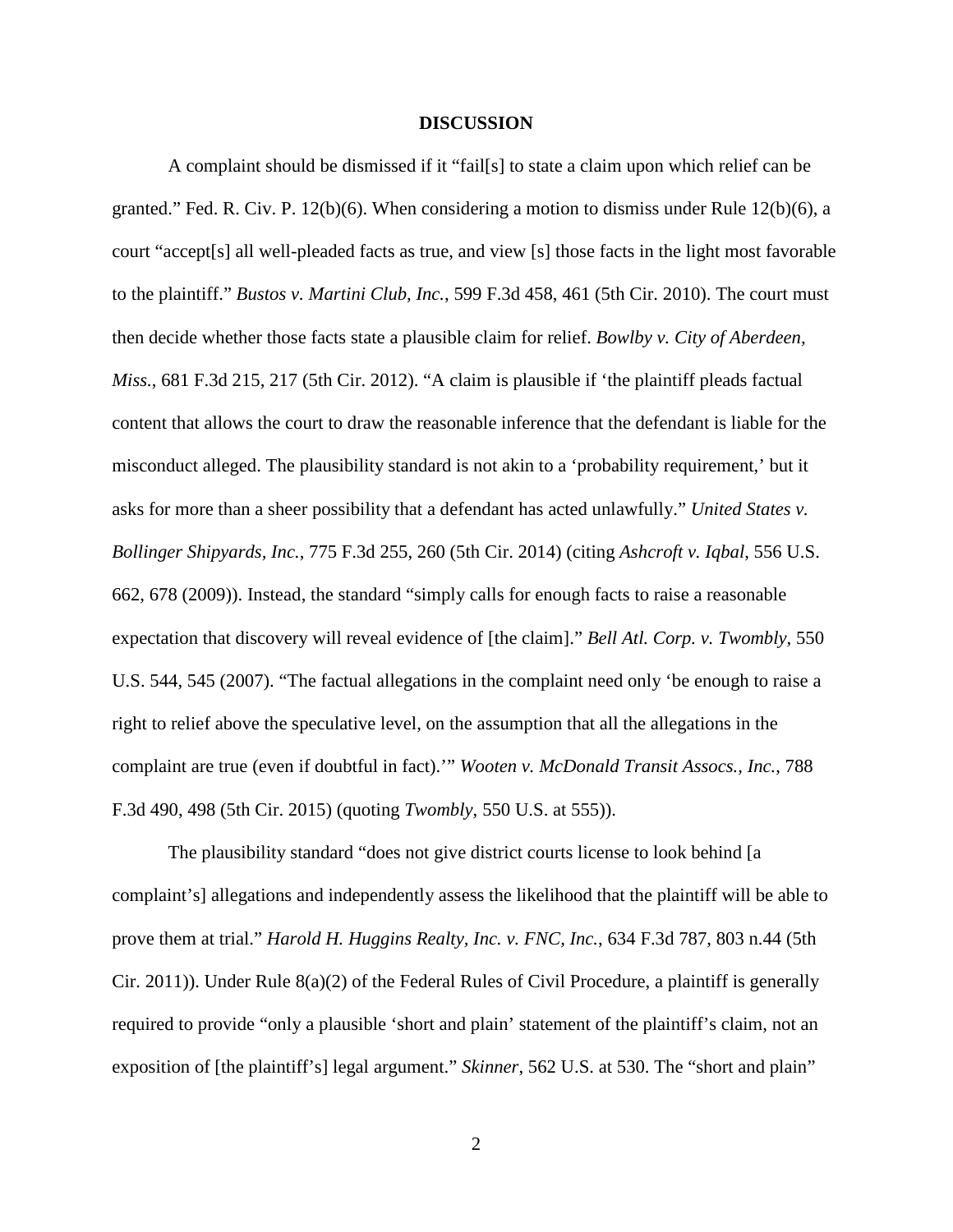**DISCUSSION**

A complaint should be dismissed if it "fail[s] to state a claim upon which relief can be granted." Fed. R. Civ. P. 12(b)(6). When considering a motion to dismiss under Rule 12(b)(6), a court "accept[s] all well-pleaded facts as true, and view [s] those facts in the light most favorable to the plaintiff." *Bustos v. Martini Club, Inc.*, 599 F.3d 458, 461 (5th Cir. 2010). The court must then decide whether those facts state a plausible claim for relief. *Bowlby v. City of Aberdeen, Miss.*, 681 F.3d 215, 217 (5th Cir. 2012). "A claim is plausible if 'the plaintiff pleads factual content that allows the court to draw the reasonable inference that the defendant is liable for the misconduct alleged. The plausibility standard is not akin to a 'probability requirement,' but it asks for more than a sheer possibility that a defendant has acted unlawfully." *United States v. Bollinger Shipyards, Inc.*, 775 F.3d 255, 260 (5th Cir. 2014) (citing *Ashcroft v. Iqbal*, 556 U.S. 662, 678 (2009)). Instead, the standard "simply calls for enough facts to raise a reasonable expectation that discovery will reveal evidence of [the claim]." *Bell Atl. Corp. v. Twombly*, 550 U.S. 544, 545 (2007). "The factual allegations in the complaint need only 'be enough to raise a right to relief above the speculative level, on the assumption that all the allegations in the complaint are true (even if doubtful in fact).'" *Wooten v. McDonald Transit Assocs., Inc.*, 788 F.3d 490, 498 (5th Cir. 2015) (quoting *Twombly*, 550 U.S. at 555)).

The plausibility standard "does not give district courts license to look behind [a complaint's] allegations and independently assess the likelihood that the plaintiff will be able to prove them at trial." *Harold H. Huggins Realty, Inc. v. FNC, Inc.*, 634 F.3d 787, 803 n.44 (5th Cir. 2011)). Under Rule 8(a)(2) of the Federal Rules of Civil Procedure, a plaintiff is generally required to provide "only a plausible 'short and plain' statement of the plaintiff's claim, not an exposition of [the plaintiff's] legal argument." *Skinner*, 562 U.S. at 530. The "short and plain"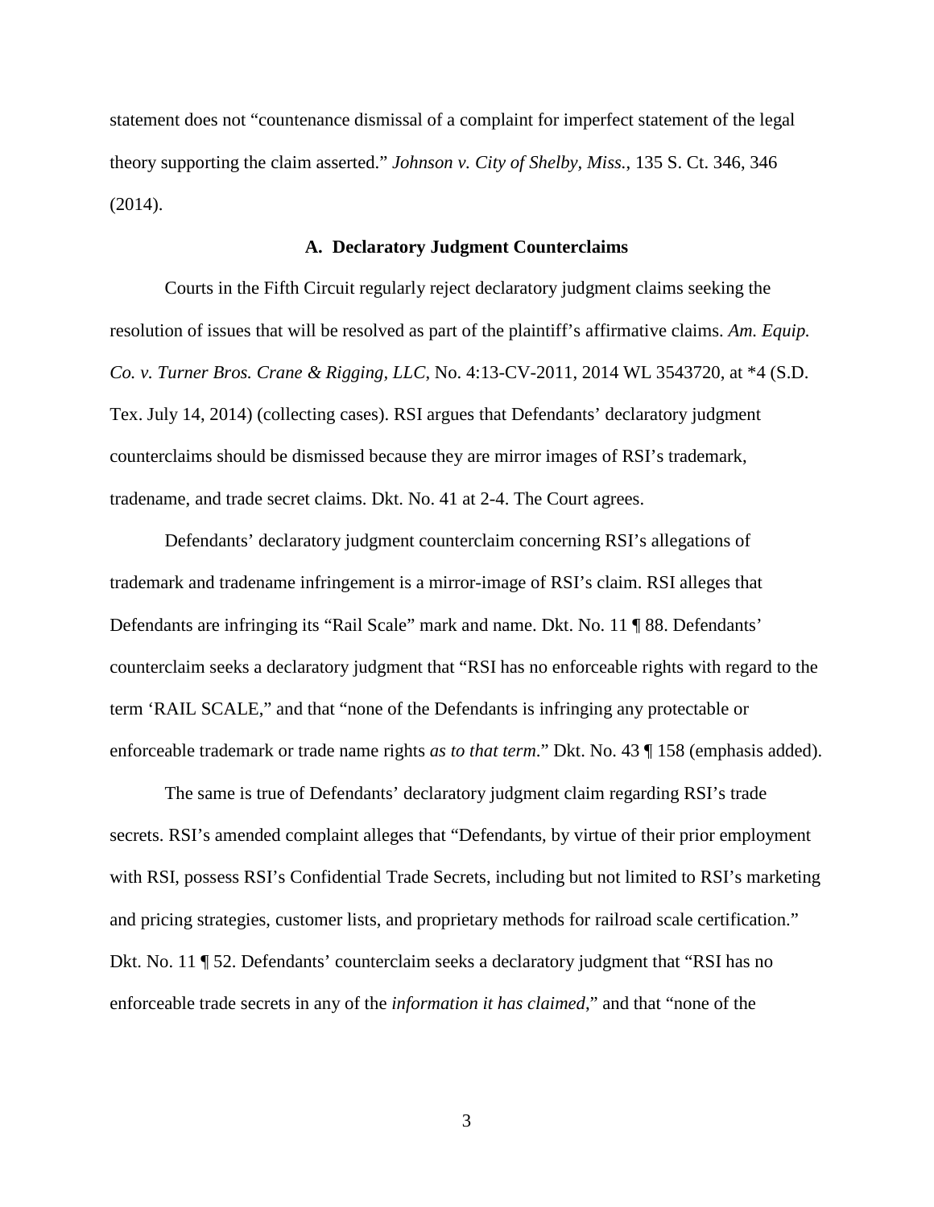statement does not "countenance dismissal of a complaint for imperfect statement of the legal theory supporting the claim asserted." *Johnson v. City of Shelby, Miss.*, 135 S. Ct. 346, 346 (2014).

### A. Declaratory Judgment Counterclaims

Courts in the Fifth Circuit regularly reject declaratory judgment claims seeking the resolution of issues that will be resolved as part of the plaintiff's affirmative claims. *Am. Equip. Co. v. Turner Bros. Crane & Rigging, LLC*, No. 4:13-CV-2011, 2014 WL 3543720, at *4 (S.D. Tex. July 14, 2014) (collecting cases). RSI argues that Defendants' declaratory judgment counterclaims should be dismissed because they are mirror images of RSI's trademark, tradename, and trade secret claims. Dkt. No. 41 at 2-4. The Court agrees.

Defendants' declaratory judgment counterclaim concerning RSI's allegations of trademark and tradename infringement is a mirror-image of RSI's claim. RSI alleges that Defendants are infringing its "Rail Scale" mark and name. Dkt. No. 11 ¶ 88. Defendants' counterclaim seeks a declaratory judgment that "RSI has no enforceable rights with regard to the term 'RAIL SCALE," and that "none of the Defendants is infringing any protectable or enforceable trademark or trade name rights *as to that term*." Dkt. No. 43 ¶ 158 (emphasis added).

The same is true of Defendants' declaratory judgment claim regarding RSI's trade secrets. RSI's amended complaint alleges that "Defendants, by virtue of their prior employment with RSI, possess RSI's Confidential Trade Secrets, including but not limited to RSI's marketing and pricing strategies, customer lists, and proprietary methods for railroad scale certification." Dkt. No. 11 ¶ 52. Defendants' counterclaim seeks a declaratory judgment that "RSI has no enforceable trade secrets in any of the *information it has claimed*," and that "none of the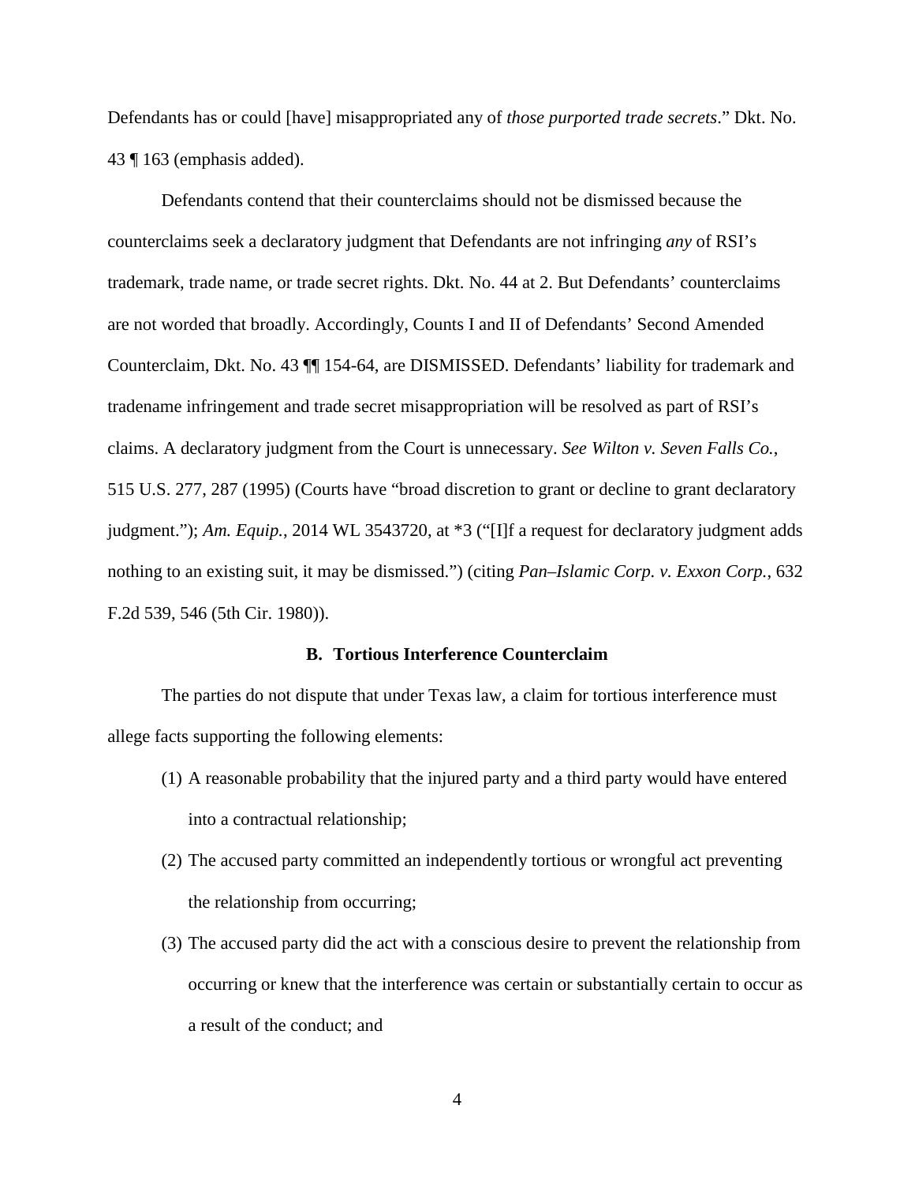Defendants has or could [have] misappropriated any of *those purported trade secrets*." Dkt. No. 43 ¶ 163 (emphasis added).

Defendants contend that their counterclaims should not be dismissed because the counterclaims seek a declaratory judgment that Defendants are not infringing *any* of RSI's trademark, trade name, or trade secret rights. Dkt. No. 44 at 2. But Defendants' counterclaims are not worded that broadly. Accordingly, Counts I and II of Defendants' Second Amended Counterclaim, Dkt. No. 43 ¶¶ 154-64, are DISMISSED. Defendants' liability for trademark and tradename infringement and trade secret misappropriation will be resolved as part of RSI's claims. A declaratory judgment from the Court is unnecessary. *See Wilton v. Seven Falls Co.*, 515 U.S. 277, 287 (1995) (Courts have "broad discretion to grant or decline to grant declaratory judgment."); *Am. Equip.*, 2014 WL 3543720, at *3 ("[I]f a request for declaratory judgment adds nothing to an existing suit, it may be dismissed.") (citing *Pan–Islamic Corp. v. Exxon Corp.*, 632 F.2d 539, 546 (5th Cir. 1980)).

### B. Tortious Interference Counterclaim

The parties do not dispute that under Texas law, a claim for tortious interference must allege facts supporting the following elements:

(1) A reasonable probability that the injured party and a third party would have entered into a contractual relationship;

(2) The accused party committed an independently tortious or wrongful act preventing the relationship from occurring;

(3) The accused party did the act with a conscious desire to prevent the relationship from occurring or knew that the interference was certain or substantially certain to occur as a result of the conduct; and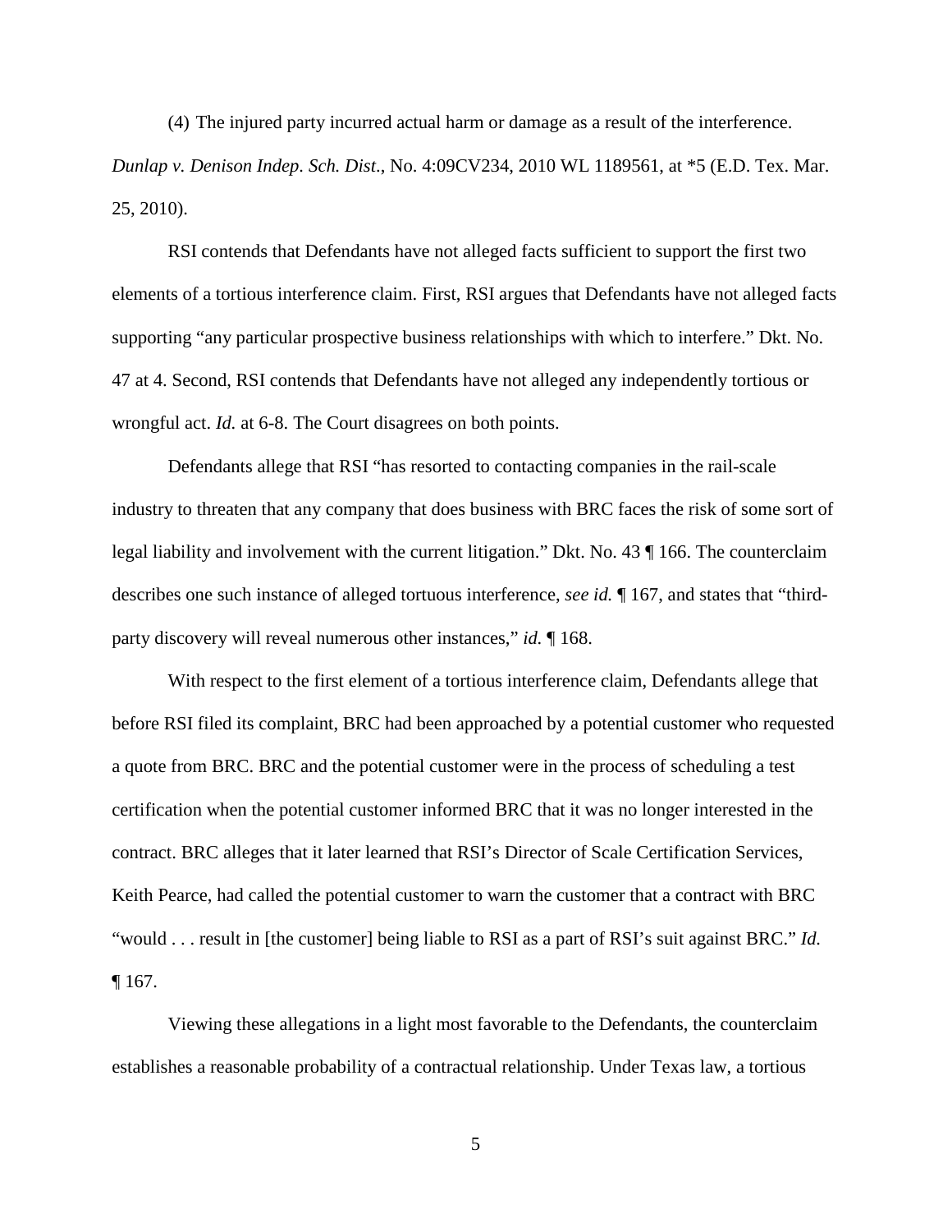(4) The injured party incurred actual harm or damage as a result of the interference. *Dunlap v. Denison Indep. Sch. Dist*., No. 4:09CV234, 2010 WL 1189561, at *5 (E.D. Tex. Mar. 25, 2010).

RSI contends that Defendants have not alleged facts sufficient to support the first two elements of a tortious interference claim. First, RSI argues that Defendants have not alleged facts supporting "any particular prospective business relationships with which to interfere." Dkt. No. 47 at 4. Second, RSI contends that Defendants have not alleged any independently tortious or wrongful act. *Id.* at 6-8. The Court disagrees on both points.

Defendants allege that RSI "has resorted to contacting companies in the rail-scale industry to threaten that any company that does business with BRC faces the risk of some sort of legal liability and involvement with the current litigation." Dkt. No. 43 ¶ 166. The counterclaim describes one such instance of alleged tortuous interference, *see id.* ¶ 167, and states that "third-party discovery will reveal numerous other instances," *id.* ¶ 168.

With respect to the first element of a tortious interference claim, Defendants allege that before RSI filed its complaint, BRC had been approached by a potential customer who requested a quote from BRC. BRC and the potential customer were in the process of scheduling a test certification when the potential customer informed BRC that it was no longer interested in the contract. BRC alleges that it later learned that RSI's Director of Scale Certification Services, Keith Pearce, had called the potential customer to warn the customer that a contract with BRC "would . . . result in [the customer] being liable to RSI as a part of RSI's suit against BRC." *Id.* ¶ 167.

Viewing these allegations in a light most favorable to the Defendants, the counterclaim establishes a reasonable probability of a contractual relationship. Under Texas law, a tortious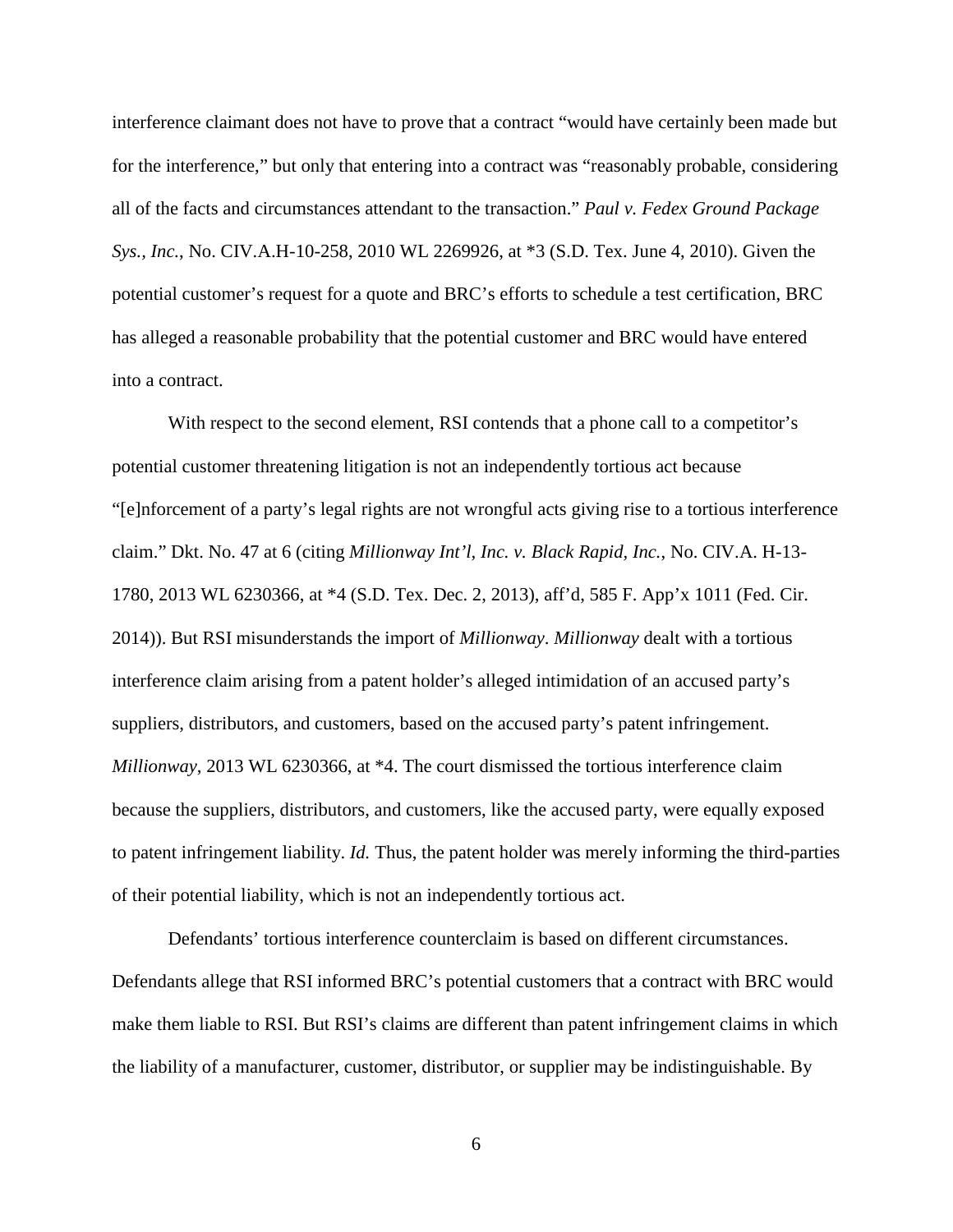interference claimant does not have to prove that a contract "would have certainly been made but for the interference," but only that entering into a contract was "reasonably probable, considering all of the facts and circumstances attendant to the transaction." *Paul v. Fedex Ground Package Sys., Inc.*, No. CIV.A.H-10-258, 2010 WL 2269926, at *3 (S.D. Tex. June 4, 2010). Given the potential customer's request for a quote and BRC's efforts to schedule a test certification, BRC has alleged a reasonable probability that the potential customer and BRC would have entered into a contract.

With respect to the second element, RSI contends that a phone call to a competitor's potential customer threatening litigation is not an independently tortious act because "[e]nforcement of a party's legal rights are not wrongful acts giving rise to a tortious interference claim." Dkt. No. 47 at 6 (citing *Millionway Int'l, Inc. v. Black Rapid, Inc.*, No. CIV.A. H-13-1780, 2013 WL 6230366, at *4 (S.D. Tex. Dec. 2, 2013), aff'd, 585 F. App'x 1011 (Fed. Cir. 2014)). But RSI misunderstands the import of *Millionway*. *Millionway* dealt with a tortious interference claim arising from a patent holder's alleged intimidation of an accused party's suppliers, distributors, and customers, based on the accused party's patent infringement. *Millionway*, 2013 WL 6230366, at *4. The court dismissed the tortious interference claim because the suppliers, distributors, and customers, like the accused party, were equally exposed to patent infringement liability. *Id.* Thus, the patent holder was merely informing the third-parties of their potential liability, which is not an independently tortious act.

Defendants' tortious interference counterclaim is based on different circumstances. Defendants allege that RSI informed BRC's potential customers that a contract with BRC would make them liable to RSI. But RSI's claims are different than patent infringement claims in which the liability of a manufacturer, customer, distributor, or supplier may be indistinguishable. By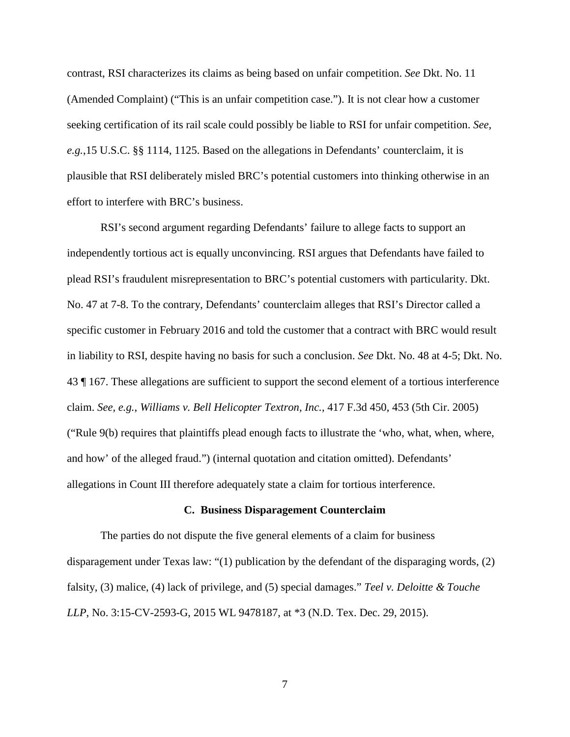contrast, RSI characterizes its claims as being based on unfair competition. *See* Dkt. No. 11 (Amended Complaint) ("This is an unfair competition case."). It is not clear how a customer seeking certification of its rail scale could possibly be liable to RSI for unfair competition. *See, e.g.*,15 U.S.C. §§ 1114, 1125. Based on the allegations in Defendants' counterclaim, it is plausible that RSI deliberately misled BRC's potential customers into thinking otherwise in an effort to interfere with BRC's business.

RSI's second argument regarding Defendants' failure to allege facts to support an independently tortious act is equally unconvincing. RSI argues that Defendants have failed to plead RSI's fraudulent misrepresentation to BRC's potential customers with particularity. Dkt. No. 47 at 7-8. To the contrary, Defendants' counterclaim alleges that RSI's Director called a specific customer in February 2016 and told the customer that a contract with BRC would result in liability to RSI, despite having no basis for such a conclusion. *See* Dkt. No. 48 at 4-5; Dkt. No. 43 ¶ 167. These allegations are sufficient to support the second element of a tortious interference claim. *See, e.g.*, *Williams v. Bell Helicopter Textron, Inc.*, 417 F.3d 450, 453 (5th Cir. 2005) ("Rule 9(b) requires that plaintiffs plead enough facts to illustrate the 'who, what, when, where, and how' of the alleged fraud.") (internal quotation and citation omitted). Defendants' allegations in Count III therefore adequately state a claim for tortious interference.

**C. Business Disparagement Counterclaim**

The parties do not dispute the five general elements of a claim for business disparagement under Texas law: "(1) publication by the defendant of the disparaging words, (2) falsity, (3) malice, (4) lack of privilege, and (5) special damages." *Teel v. Deloitte & Touche LLP*, No. 3:15-CV-2593-G, 2015 WL 9478187, at *3 (N.D. Tex. Dec. 29, 2015).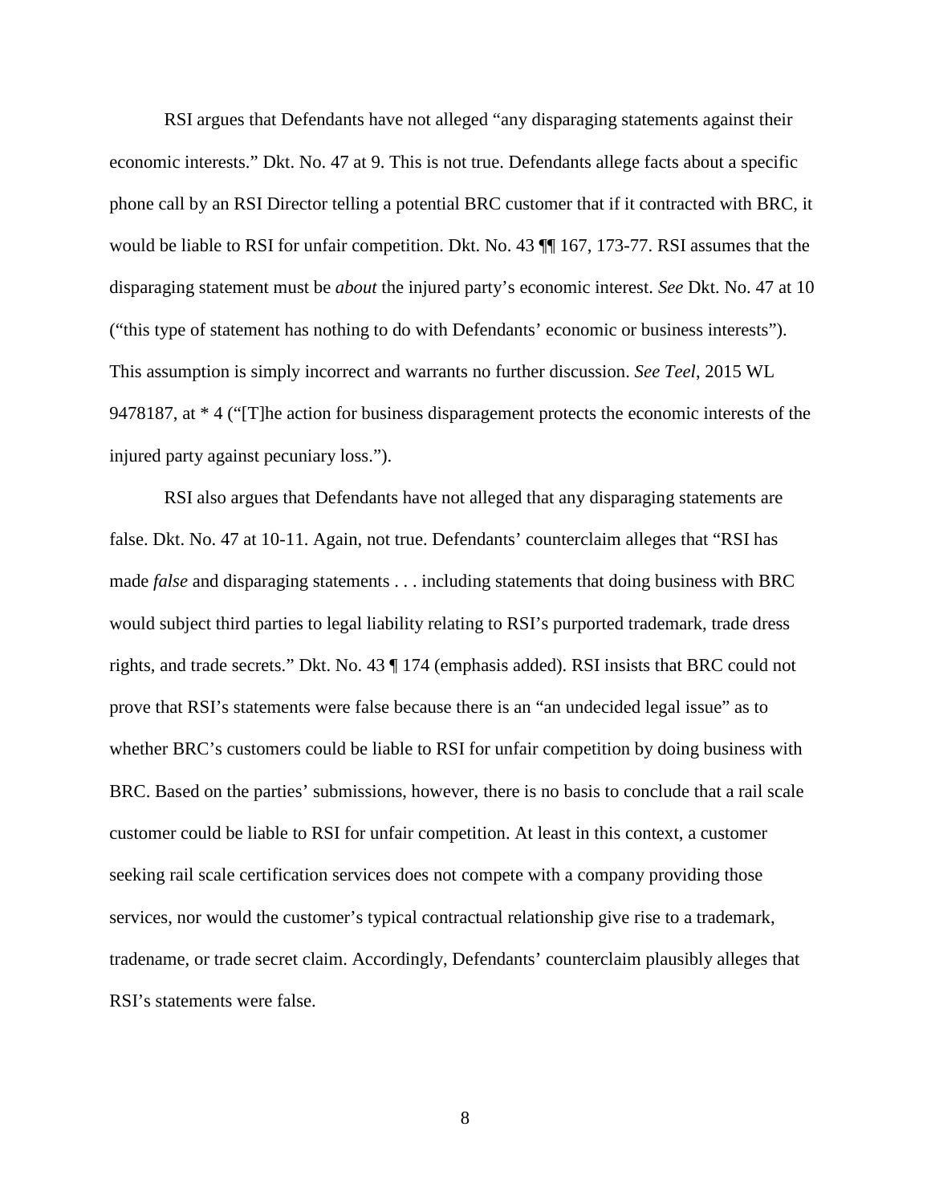RSI argues that Defendants have not alleged "any disparaging statements against their economic interests." Dkt. No. 47 at 9. This is not true. Defendants allege facts about a specific phone call by an RSI Director telling a potential BRC customer that if it contracted with BRC, it would be liable to RSI for unfair competition. Dkt. No. 43 ¶¶ 167, 173-77. RSI assumes that the disparaging statement must be *about* the injured party's economic interest. *See* Dkt. No. 47 at 10 ("this type of statement has nothing to do with Defendants' economic or business interests"). This assumption is simply incorrect and warrants no further discussion. *See Teel*, 2015 WL 9478187, at * 4 ("[T]he action for business disparagement protects the economic interests of the injured party against pecuniary loss.").

RSI also argues that Defendants have not alleged that any disparaging statements are false. Dkt. No. 47 at 10-11. Again, not true. Defendants' counterclaim alleges that "RSI has made *false* and disparaging statements . . . including statements that doing business with BRC would subject third parties to legal liability relating to RSI's purported trademark, trade dress rights, and trade secrets." Dkt. No. 43 ¶ 174 (emphasis added). RSI insists that BRC could not prove that RSI's statements were false because there is an "an undecided legal issue" as to whether BRC's customers could be liable to RSI for unfair competition by doing business with BRC. Based on the parties' submissions, however, there is no basis to conclude that a rail scale customer could be liable to RSI for unfair competition. At least in this context, a customer seeking rail scale certification services does not compete with a company providing those services, nor would the customer's typical contractual relationship give rise to a trademark, tradename, or trade secret claim. Accordingly, Defendants' counterclaim plausibly alleges that RSI's statements were false.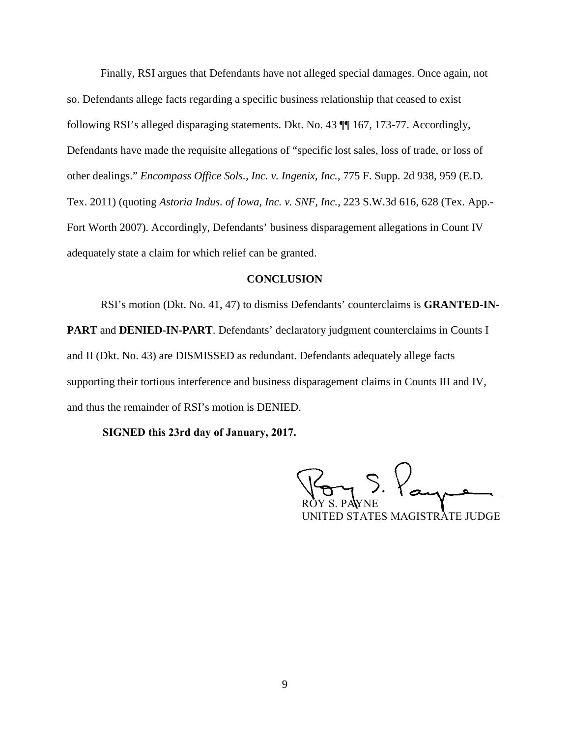Finally, RSI argues that Defendants have not alleged special damages. Once again, not so. Defendants allege facts regarding a specific business relationship that ceased to exist following RSI's alleged disparaging statements. Dkt. No. 43 ¶¶ 167, 173-77. Accordingly, Defendants have made the requisite allegations of "specific lost sales, loss of trade, or loss of other dealings." *Encompass Office Sols., Inc. v. Ingenix, Inc.*, 775 F. Supp. 2d 938, 959 (E.D. Tex. 2011) (quoting *Astoria Indus. of Iowa, Inc. v. SNF, Inc.*, 223 S.W.3d 616, 628 (Tex. App.-Fort Worth 2007). Accordingly, Defendants' business disparagement allegations in Count IV adequately state a claim for which relief can be granted.

## CONCLUSION

RSI's motion (Dkt. No. 41, 47) to dismiss Defendants' counterclaims is **GRANTED-IN-PART** and **DENIED-IN-PART**. Defendants' declaratory judgment counterclaims in Counts I and II (Dkt. No. 43) are DISMISSED as redundant. Defendants adequately allege facts supporting their tortious interference and business disparagement claims in Counts III and IV, and thus the remainder of RSI's motion is DENIED.

**SIGNED this 23rd day of January, 2017.**

ROY S. PAYNE
UNITED STATES MAGISTRATE JUDGE